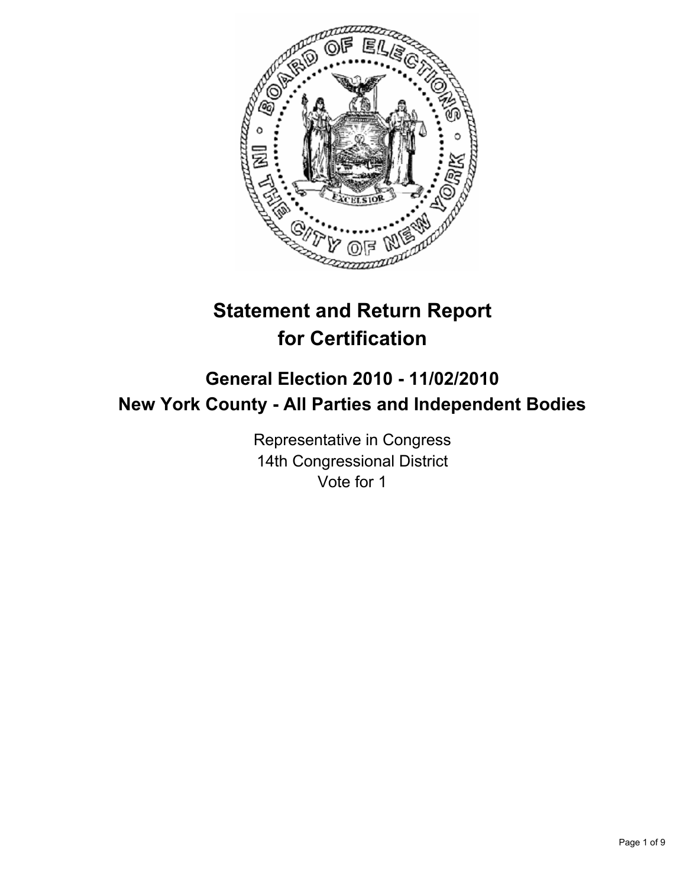# Statement and Return Report for Certification

## General Election 2010 - 11/02/2010
## New York County - All Parties and Independent Bodies

Representative in Congress
14th Congressional District
Vote for 1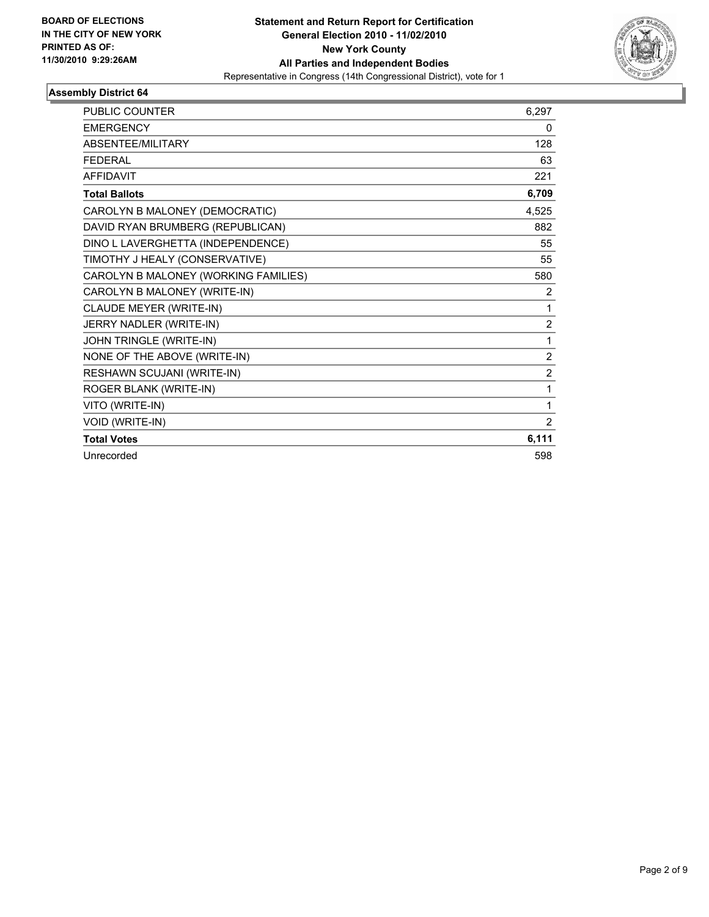**BOARD OF ELECTIONS IN THE CITY OF NEW YORK PRINTED AS OF: 11/30/2010 9:29:26AM**

**Statement and Return Report for Certification**
**General Election 2010 - 11/02/2010**
**New York County**
**All Parties and Independent Bodies**
Representative in Congress (14th Congressional District), vote for 1

### Assembly District 64

| | |
|---|---|
| PUBLIC COUNTER | 6,297 |
| EMERGENCY | 0 |
| ABSENTEE/MILITARY | 128 |
| FEDERAL | 63 |
| AFFIDAVIT | 221 |
| **Total Ballots** | **6,709** |
| CAROLYN B MALONEY (DEMOCRATIC) | 4,525 |
| DAVID RYAN BRUMBERG (REPUBLICAN) | 882 |
| DINO L LAVERGHETTA (INDEPENDENCE) | 55 |
| TIMOTHY J HEALY (CONSERVATIVE) | 55 |
| CAROLYN B MALONEY (WORKING FAMILIES) | 580 |
| CAROLYN B MALONEY (WRITE-IN) | 2 |
| CLAUDE MEYER (WRITE-IN) | 1 |
| JERRY NADLER (WRITE-IN) | 2 |
| JOHN TRINGLE (WRITE-IN) | 1 |
| NONE OF THE ABOVE (WRITE-IN) | 2 |
| RESHAWN SCUJANI (WRITE-IN) | 2 |
| ROGER BLANK (WRITE-IN) | 1 |
| VITO (WRITE-IN) | 1 |
| VOID (WRITE-IN) | 2 |
| **Total Votes** | **6,111** |
| Unrecorded | 598 |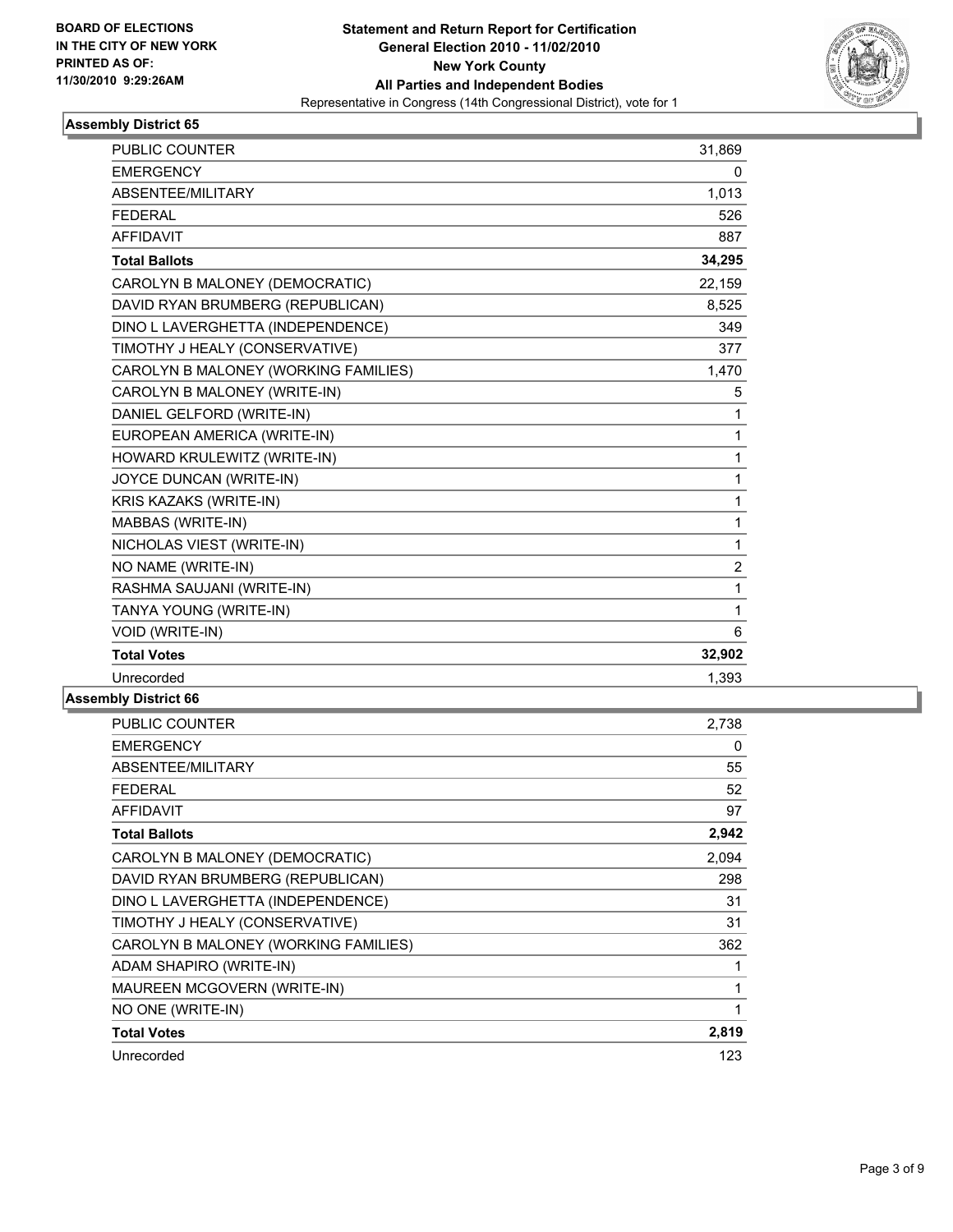**BOARD OF ELECTIONS**
**IN THE CITY OF NEW YORK**
**PRINTED AS OF:**
**11/30/2010 9:29:26AM**

**Statement and Return Report for Certification**
**General Election 2010 - 11/02/2010**
**New York County**
**All Parties and Independent Bodies**
Representative in Congress (14th Congressional District), vote for 1

### Assembly District 65

| | |
|---|---|
| PUBLIC COUNTER | 31,869 |
| EMERGENCY | 0 |
| ABSENTEE/MILITARY | 1,013 |
| FEDERAL | 526 |
| AFFIDAVIT | 887 |
| **Total Ballots** | **34,295** |
| CAROLYN B MALONEY (DEMOCRATIC) | 22,159 |
| DAVID RYAN BRUMBERG (REPUBLICAN) | 8,525 |
| DINO L LAVERGHETTA (INDEPENDENCE) | 349 |
| TIMOTHY J HEALY (CONSERVATIVE) | 377 |
| CAROLYN B MALONEY (WORKING FAMILIES) | 1,470 |
| CAROLYN B MALONEY (WRITE-IN) | 5 |
| DANIEL GELFORD (WRITE-IN) | 1 |
| EUROPEAN AMERICA (WRITE-IN) | 1 |
| HOWARD KRULEWITZ (WRITE-IN) | 1 |
| JOYCE DUNCAN (WRITE-IN) | 1 |
| KRIS KAZAKS (WRITE-IN) | 1 |
| MABBAS (WRITE-IN) | 1 |
| NICHOLAS VIEST (WRITE-IN) | 1 |
| NO NAME (WRITE-IN) | 2 |
| RASHMA SAUJANI (WRITE-IN) | 1 |
| TANYA YOUNG (WRITE-IN) | 1 |
| VOID (WRITE-IN) | 6 |
| **Total Votes** | **32,902** |
| Unrecorded | 1,393 |

### Assembly District 66

| | |
|---|---|
| PUBLIC COUNTER | 2,738 |
| EMERGENCY | 0 |
| ABSENTEE/MILITARY | 55 |
| FEDERAL | 52 |
| AFFIDAVIT | 97 |
| **Total Ballots** | **2,942** |
| CAROLYN B MALONEY (DEMOCRATIC) | 2,094 |
| DAVID RYAN BRUMBERG (REPUBLICAN) | 298 |
| DINO L LAVERGHETTA (INDEPENDENCE) | 31 |
| TIMOTHY J HEALY (CONSERVATIVE) | 31 |
| CAROLYN B MALONEY (WORKING FAMILIES) | 362 |
| ADAM SHAPIRO (WRITE-IN) | 1 |
| MAUREEN MCGOVERN (WRITE-IN) | 1 |
| NO ONE (WRITE-IN) | 1 |
| **Total Votes** | **2,819** |
| Unrecorded | 123 |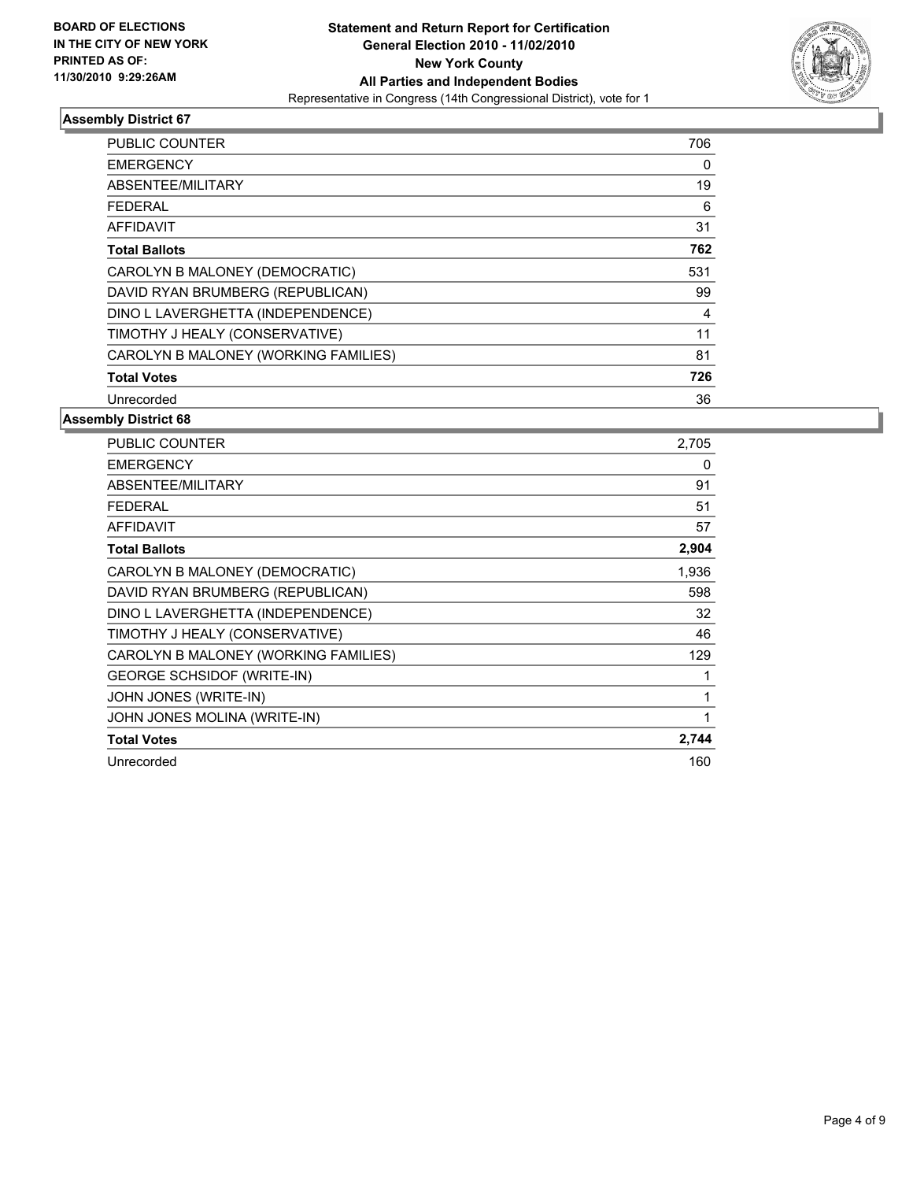**BOARD OF ELECTIONS IN THE CITY OF NEW YORK PRINTED AS OF: 11/30/2010 9:29:26AM**

**Statement and Return Report for Certification General Election 2010 - 11/02/2010 New York County All Parties and Independent Bodies**

Representative in Congress (14th Congressional District), vote for 1

### Assembly District 67

| | |
|---|---|
| PUBLIC COUNTER | 706 |
| EMERGENCY | 0 |
| ABSENTEE/MILITARY | 19 |
| FEDERAL | 6 |
| AFFIDAVIT | 31 |
| **Total Ballots** | **762** |
| CAROLYN B MALONEY (DEMOCRATIC) | 531 |
| DAVID RYAN BRUMBERG (REPUBLICAN) | 99 |
| DINO L LAVERGHETTA (INDEPENDENCE) | 4 |
| TIMOTHY J HEALY (CONSERVATIVE) | 11 |
| CAROLYN B MALONEY (WORKING FAMILIES) | 81 |
| **Total Votes** | **726** |
| Unrecorded | 36 |

### Assembly District 68

| | |
|---|---|
| PUBLIC COUNTER | 2,705 |
| EMERGENCY | 0 |
| ABSENTEE/MILITARY | 91 |
| FEDERAL | 51 |
| AFFIDAVIT | 57 |
| **Total Ballots** | **2,904** |
| CAROLYN B MALONEY (DEMOCRATIC) | 1,936 |
| DAVID RYAN BRUMBERG (REPUBLICAN) | 598 |
| DINO L LAVERGHETTA (INDEPENDENCE) | 32 |
| TIMOTHY J HEALY (CONSERVATIVE) | 46 |
| CAROLYN B MALONEY (WORKING FAMILIES) | 129 |
| GEORGE SCHSIDOF (WRITE-IN) | 1 |
| JOHN JONES (WRITE-IN) | 1 |
| JOHN JONES MOLINA (WRITE-IN) | 1 |
| **Total Votes** | **2,744** |
| Unrecorded | 160 |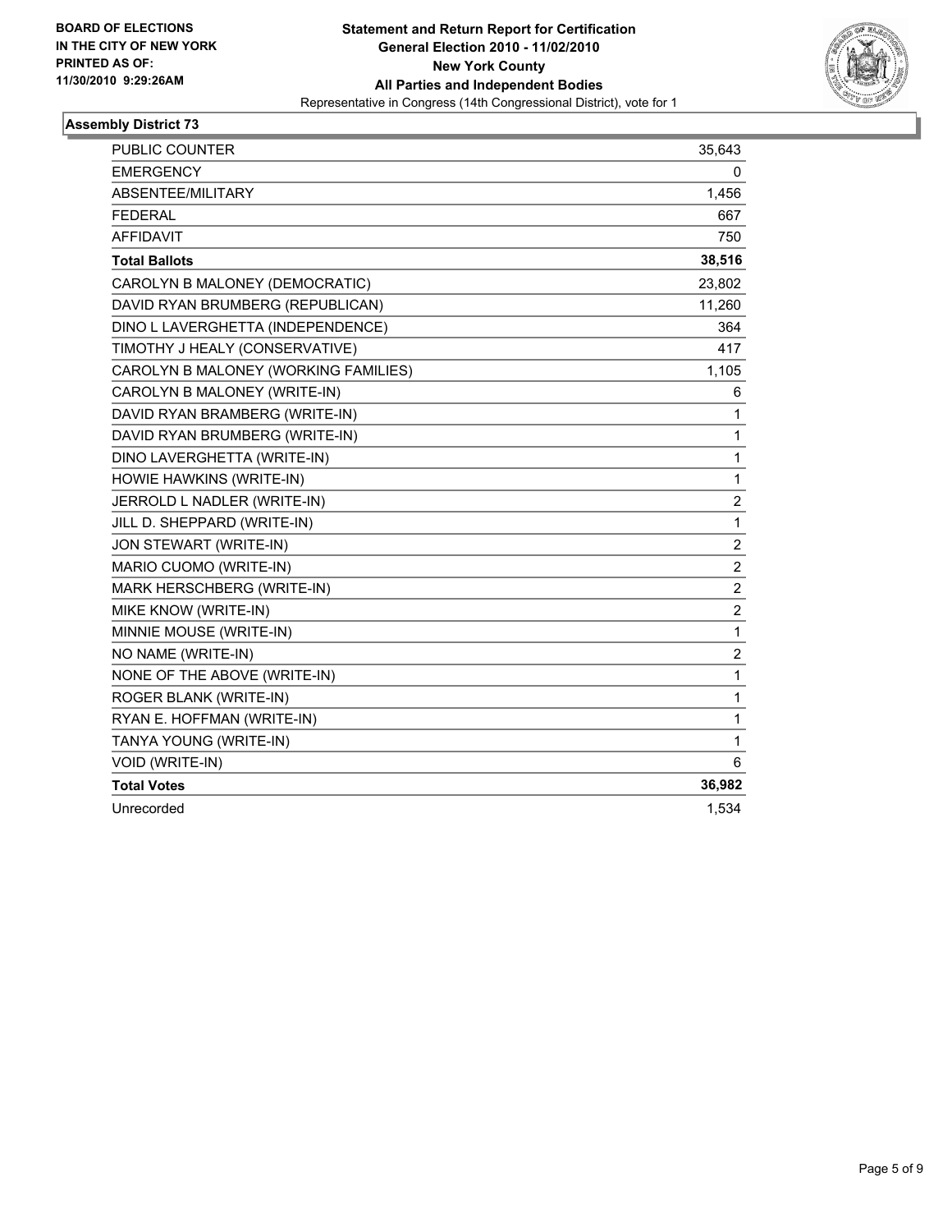BOARD OF ELECTIONS
IN THE CITY OF NEW YORK
PRINTED AS OF:
11/30/2010 9:29:26AM

**Statement and Return Report for Certification**
**General Election 2010 - 11/02/2010**
**New York County**
**All Parties and Independent Bodies**
Representative in Congress (14th Congressional District), vote for 1

## Assembly District 73

| | |
|---|---|
| PUBLIC COUNTER | 35,643 |
| EMERGENCY | 0 |
| ABSENTEE/MILITARY | 1,456 |
| FEDERAL | 667 |
| AFFIDAVIT | 750 |
| **Total Ballots** | **38,516** |
| CAROLYN B MALONEY (DEMOCRATIC) | 23,802 |
| DAVID RYAN BRUMBERG (REPUBLICAN) | 11,260 |
| DINO L LAVERGHETTA (INDEPENDENCE) | 364 |
| TIMOTHY J HEALY (CONSERVATIVE) | 417 |
| CAROLYN B MALONEY (WORKING FAMILIES) | 1,105 |
| CAROLYN B MALONEY (WRITE-IN) | 6 |
| DAVID RYAN BRAMBERG (WRITE-IN) | 1 |
| DAVID RYAN BRUMBERG (WRITE-IN) | 1 |
| DINO LAVERGHETTA (WRITE-IN) | 1 |
| HOWIE HAWKINS (WRITE-IN) | 1 |
| JERROLD L NADLER (WRITE-IN) | 2 |
| JILL D. SHEPPARD (WRITE-IN) | 1 |
| JON STEWART (WRITE-IN) | 2 |
| MARIO CUOMO (WRITE-IN) | 2 |
| MARK HERSCHBERG (WRITE-IN) | 2 |
| MIKE KNOW (WRITE-IN) | 2 |
| MINNIE MOUSE (WRITE-IN) | 1 |
| NO NAME (WRITE-IN) | 2 |
| NONE OF THE ABOVE (WRITE-IN) | 1 |
| ROGER BLANK (WRITE-IN) | 1 |
| RYAN E. HOFFMAN (WRITE-IN) | 1 |
| TANYA YOUNG (WRITE-IN) | 1 |
| VOID (WRITE-IN) | 6 |
| **Total Votes** | **36,982** |
| Unrecorded | 1,534 |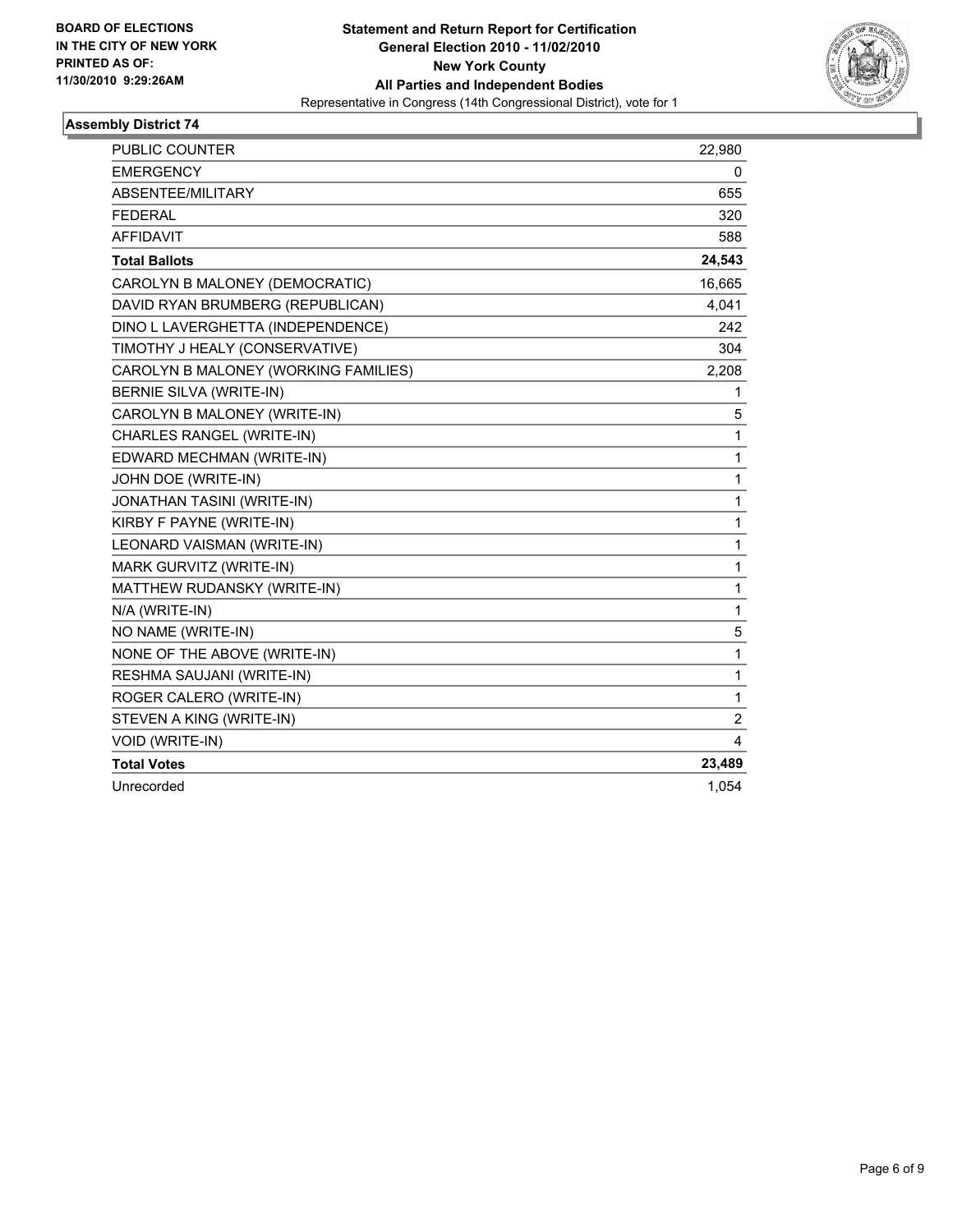**BOARD OF ELECTIONS IN THE CITY OF NEW YORK PRINTED AS OF: 11/30/2010 9:29:26AM**

**Statement and Return Report for Certification**
**General Election 2010 - 11/02/2010**
**New York County**
**All Parties and Independent Bodies**
Representative in Congress (14th Congressional District), vote for 1

### Assembly District 74

| | |
|---|---|
| PUBLIC COUNTER | 22,980 |
| EMERGENCY | 0 |
| ABSENTEE/MILITARY | 655 |
| FEDERAL | 320 |
| AFFIDAVIT | 588 |
| **Total Ballots** | **24,543** |
| CAROLYN B MALONEY (DEMOCRATIC) | 16,665 |
| DAVID RYAN BRUMBERG (REPUBLICAN) | 4,041 |
| DINO L LAVERGHETTA (INDEPENDENCE) | 242 |
| TIMOTHY J HEALY (CONSERVATIVE) | 304 |
| CAROLYN B MALONEY (WORKING FAMILIES) | 2,208 |
| BERNIE SILVA (WRITE-IN) | 1 |
| CAROLYN B MALONEY (WRITE-IN) | 5 |
| CHARLES RANGEL (WRITE-IN) | 1 |
| EDWARD MECHMAN (WRITE-IN) | 1 |
| JOHN DOE (WRITE-IN) | 1 |
| JONATHAN TASINI (WRITE-IN) | 1 |
| KIRBY F PAYNE (WRITE-IN) | 1 |
| LEONARD VAISMAN (WRITE-IN) | 1 |
| MARK GURVITZ (WRITE-IN) | 1 |
| MATTHEW RUDANSKY (WRITE-IN) | 1 |
| N/A (WRITE-IN) | 1 |
| NO NAME (WRITE-IN) | 5 |
| NONE OF THE ABOVE (WRITE-IN) | 1 |
| RESHMA SAUJANI (WRITE-IN) | 1 |
| ROGER CALERO (WRITE-IN) | 1 |
| STEVEN A KING (WRITE-IN) | 2 |
| VOID (WRITE-IN) | 4 |
| **Total Votes** | **23,489** |
| Unrecorded | 1,054 |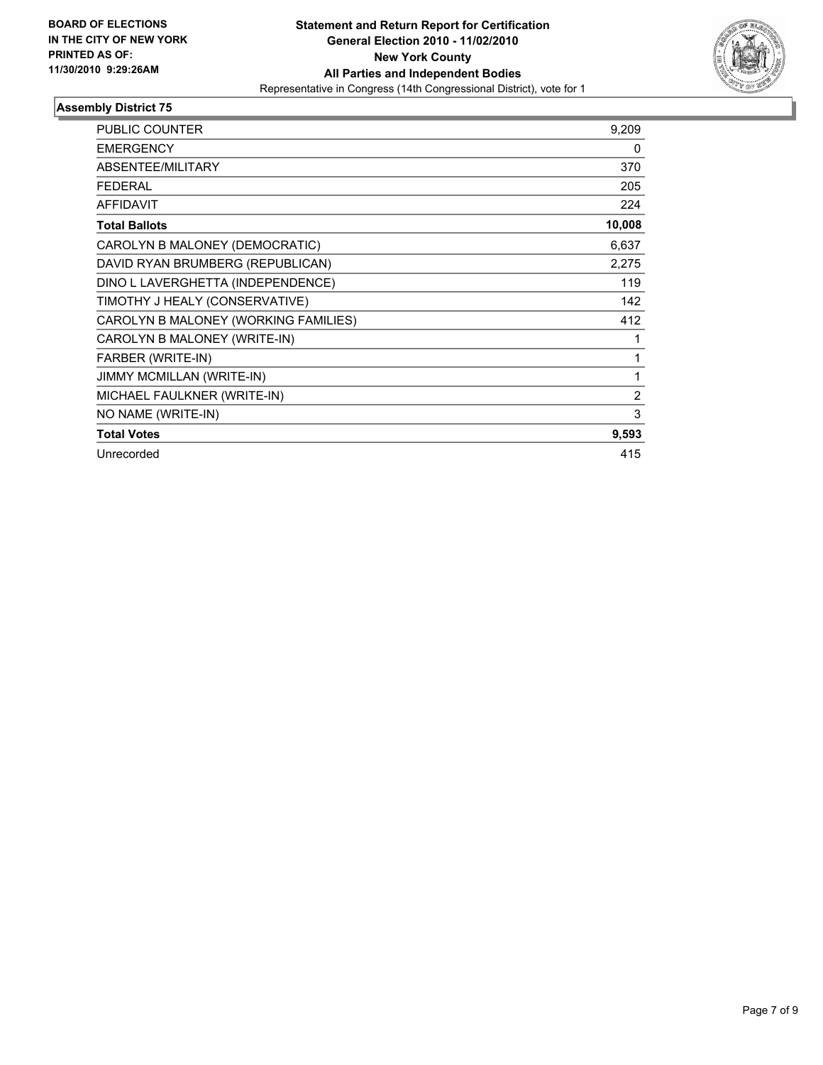**BOARD OF ELECTIONS IN THE CITY OF NEW YORK PRINTED AS OF: 11/30/2010 9:29:26AM**

**Statement and Return Report for Certification**
**General Election 2010 - 11/02/2010**
**New York County**
**All Parties and Independent Bodies**
Representative in Congress (14th Congressional District), vote for 1

## Assembly District 75

| | |
|---|---:|
| PUBLIC COUNTER | 9,209 |
| EMERGENCY | 0 |
| ABSENTEE/MILITARY | 370 |
| FEDERAL | 205 |
| AFFIDAVIT | 224 |
| **Total Ballots** | **10,008** |
| CAROLYN B MALONEY (DEMOCRATIC) | 6,637 |
| DAVID RYAN BRUMBERG (REPUBLICAN) | 2,275 |
| DINO L LAVERGHETTA (INDEPENDENCE) | 119 |
| TIMOTHY J HEALY (CONSERVATIVE) | 142 |
| CAROLYN B MALONEY (WORKING FAMILIES) | 412 |
| CAROLYN B MALONEY (WRITE-IN) | 1 |
| FARBER (WRITE-IN) | 1 |
| JIMMY MCMILLAN (WRITE-IN) | 1 |
| MICHAEL FAULKNER (WRITE-IN) | 2 |
| NO NAME (WRITE-IN) | 3 |
| **Total Votes** | **9,593** |
| Unrecorded | 415 |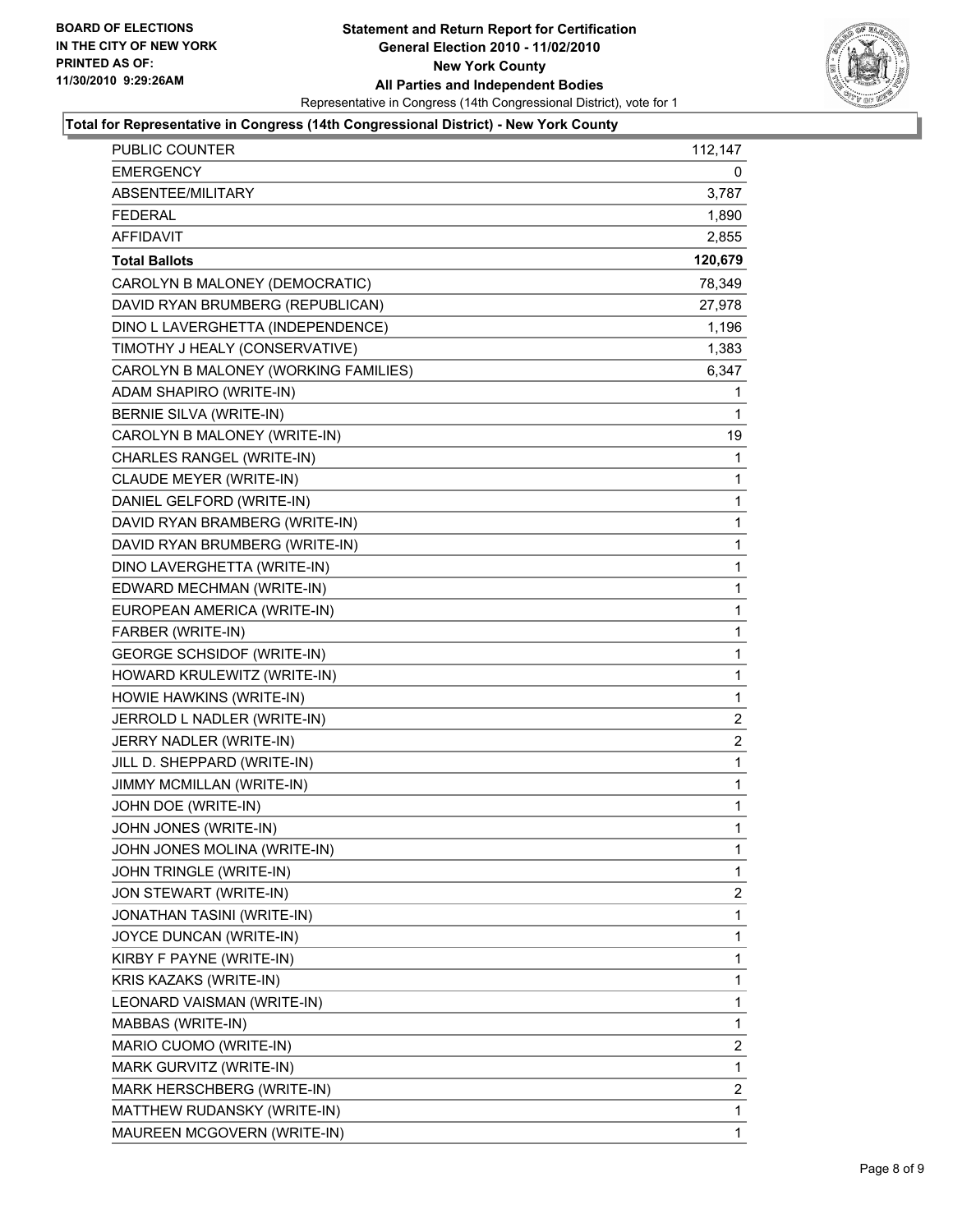BOARD OF ELECTIONS
IN THE CITY OF NEW YORK
PRINTED AS OF:
11/30/2010 9:29:26AM

**Statement and Return Report for Certification**
**General Election 2010 - 11/02/2010**
**New York County**
**All Parties and Independent Bodies**
Representative in Congress (14th Congressional District), vote for 1

**Total for Representative in Congress (14th Congressional District) - New York County**

| | |
|---|---|
| PUBLIC COUNTER | 112,147 |
| EMERGENCY | 0 |
| ABSENTEE/MILITARY | 3,787 |
| FEDERAL | 1,890 |
| AFFIDAVIT | 2,855 |
| **Total Ballots** | **120,679** |
| CAROLYN B MALONEY (DEMOCRATIC) | 78,349 |
| DAVID RYAN BRUMBERG (REPUBLICAN) | 27,978 |
| DINO L LAVERGHETTA (INDEPENDENCE) | 1,196 |
| TIMOTHY J HEALY (CONSERVATIVE) | 1,383 |
| CAROLYN B MALONEY (WORKING FAMILIES) | 6,347 |
| ADAM SHAPIRO (WRITE-IN) | 1 |
| BERNIE SILVA (WRITE-IN) | 1 |
| CAROLYN B MALONEY (WRITE-IN) | 19 |
| CHARLES RANGEL (WRITE-IN) | 1 |
| CLAUDE MEYER (WRITE-IN) | 1 |
| DANIEL GELFORD (WRITE-IN) | 1 |
| DAVID RYAN BRAMBERG (WRITE-IN) | 1 |
| DAVID RYAN BRUMBERG (WRITE-IN) | 1 |
| DINO LAVERGHETTA (WRITE-IN) | 1 |
| EDWARD MECHMAN (WRITE-IN) | 1 |
| EUROPEAN AMERICA (WRITE-IN) | 1 |
| FARBER (WRITE-IN) | 1 |
| GEORGE SCHSIDOF (WRITE-IN) | 1 |
| HOWARD KRULEWITZ (WRITE-IN) | 1 |
| HOWIE HAWKINS (WRITE-IN) | 1 |
| JERROLD L NADLER (WRITE-IN) | 2 |
| JERRY NADLER (WRITE-IN) | 2 |
| JILL D. SHEPPARD (WRITE-IN) | 1 |
| JIMMY MCMILLAN (WRITE-IN) | 1 |
| JOHN DOE (WRITE-IN) | 1 |
| JOHN JONES (WRITE-IN) | 1 |
| JOHN JONES MOLINA (WRITE-IN) | 1 |
| JOHN TRINGLE (WRITE-IN) | 1 |
| JON STEWART (WRITE-IN) | 2 |
| JONATHAN TASINI (WRITE-IN) | 1 |
| JOYCE DUNCAN (WRITE-IN) | 1 |
| KIRBY F PAYNE (WRITE-IN) | 1 |
| KRIS KAZAKS (WRITE-IN) | 1 |
| LEONARD VAISMAN (WRITE-IN) | 1 |
| MABBAS (WRITE-IN) | 1 |
| MARIO CUOMO (WRITE-IN) | 2 |
| MARK GURVITZ (WRITE-IN) | 1 |
| MARK HERSCHBERG (WRITE-IN) | 2 |
| MATTHEW RUDANSKY (WRITE-IN) | 1 |
| MAUREEN MCGOVERN (WRITE-IN) | 1 |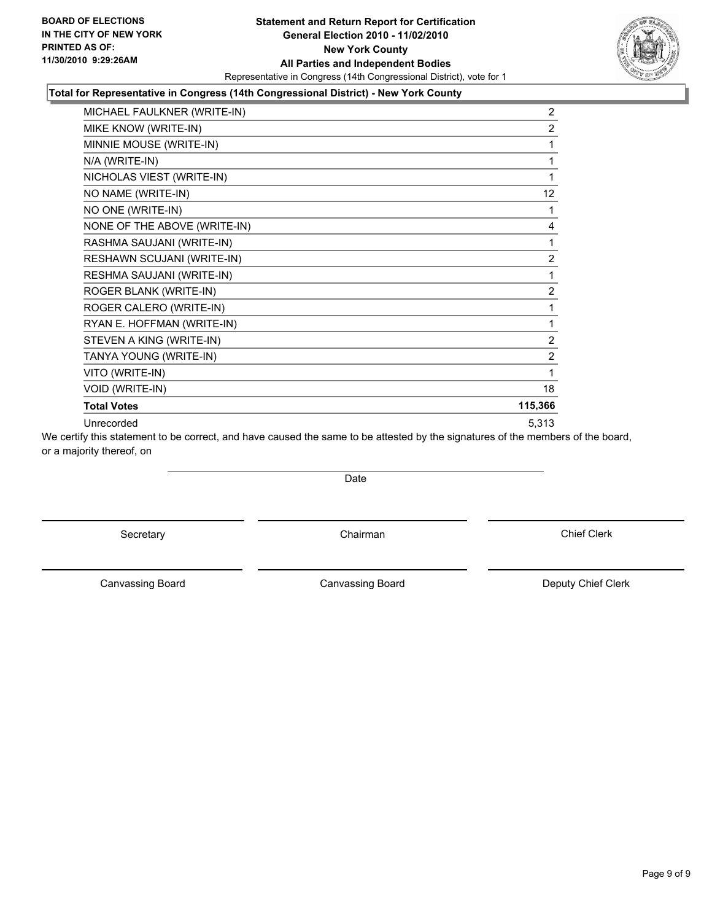**BOARD OF ELECTIONS IN THE CITY OF NEW YORK PRINTED AS OF: 11/30/2010 9:29:26AM**

**Statement and Return Report for Certification General Election 2010 - 11/02/2010 New York County All Parties and Independent Bodies**

Representative in Congress (14th Congressional District), vote for 1

**Total for Representative in Congress (14th Congressional District) - New York County**

| | |
|---|---|
| MICHAEL FAULKNER (WRITE-IN) | 2 |
| MIKE KNOW (WRITE-IN) | 2 |
| MINNIE MOUSE (WRITE-IN) | 1 |
| N/A (WRITE-IN) | 1 |
| NICHOLAS VIEST (WRITE-IN) | 1 |
| NO NAME (WRITE-IN) | 12 |
| NO ONE (WRITE-IN) | 1 |
| NONE OF THE ABOVE (WRITE-IN) | 4 |
| RASHMA SAUJANI (WRITE-IN) | 1 |
| RESHAWN SCUJANI (WRITE-IN) | 2 |
| RESHMA SAUJANI (WRITE-IN) | 1 |
| ROGER BLANK (WRITE-IN) | 2 |
| ROGER CALERO (WRITE-IN) | 1 |
| RYAN E. HOFFMAN (WRITE-IN) | 1 |
| STEVEN A KING (WRITE-IN) | 2 |
| TANYA YOUNG (WRITE-IN) | 2 |
| VITO (WRITE-IN) | 1 |
| VOID (WRITE-IN) | 18 |
| **Total Votes** | **115,366** |
| Unrecorded | 5,313 |

We certify this statement to be correct, and have caused the same to be attested by the signatures of the members of the board, or a majority thereof, on

Date

Secretary

Chairman

Chief Clerk

Canvassing Board

Canvassing Board

Deputy Chief Clerk